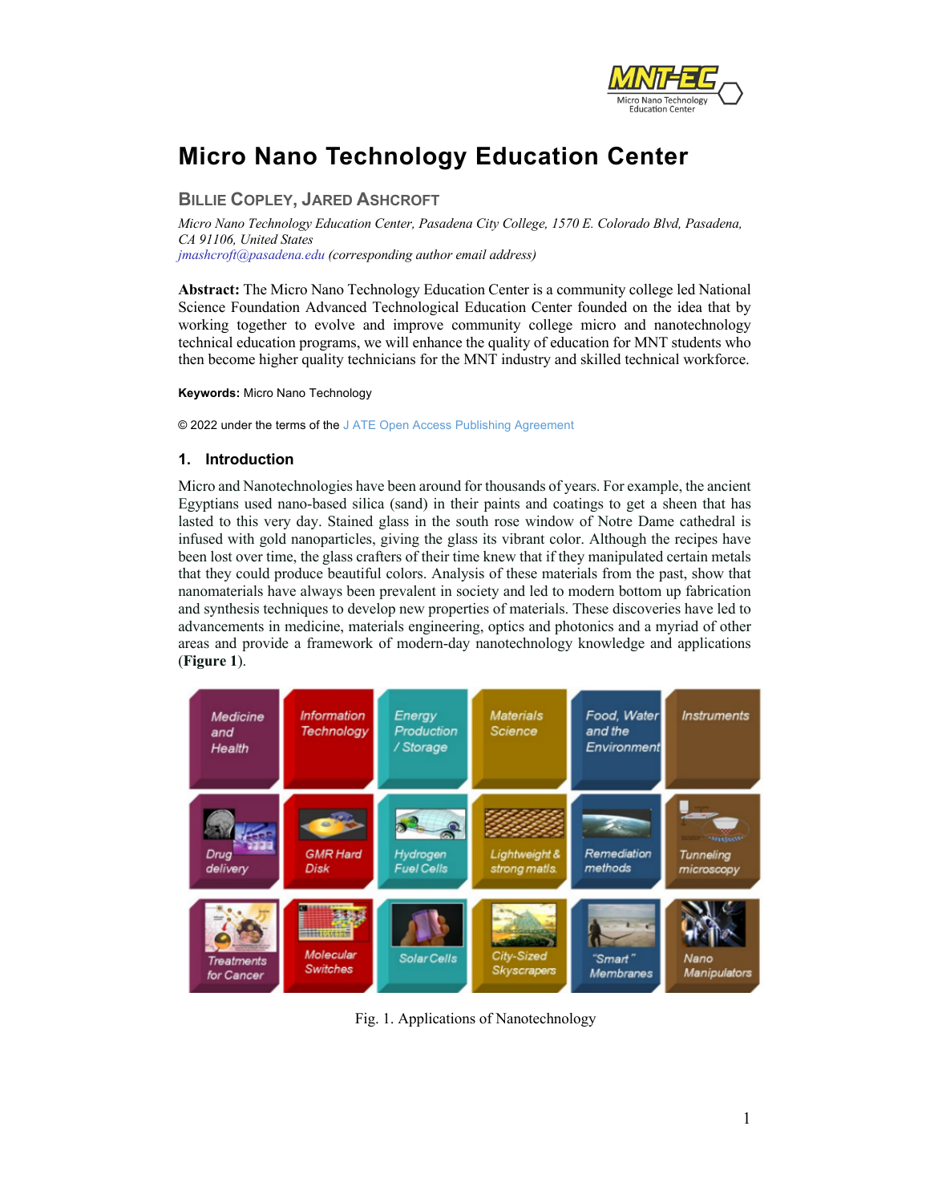# Micro Nano Technology Education Center

**Billie Copley, Jared Ashcroft**

*Micro Nano Technology Education Center, Pasadena City College, 1570 E. Colorado Blvd, Pasadena, CA 91106, United States*
*jmashcroft@pasadena.edu (corresponding author email address)*

**Abstract:** The Micro Nano Technology Education Center is a community college led National Science Foundation Advanced Technological Education Center founded on the idea that by working together to evolve and improve community college micro and nanotechnology technical education programs, we will enhance the quality of education for MNT students who then become higher quality technicians for the MNT industry and skilled technical workforce.

**Keywords:** Micro Nano Technology

© 2022 under the terms of the J ATE Open Access Publishing Agreement

## 1. Introduction

Micro and Nanotechnologies have been around for thousands of years. For example, the ancient Egyptians used nano-based silica (sand) in their paints and coatings to get a sheen that has lasted to this very day. Stained glass in the south rose window of Notre Dame cathedral is infused with gold nanoparticles, giving the glass its vibrant color. Although the recipes have been lost over time, the glass crafters of their time knew that if they manipulated certain metals that they could produce beautiful colors. Analysis of these materials from the past, show that nanomaterials have always been prevalent in society and led to modern bottom up fabrication and synthesis techniques to develop new properties of materials. These discoveries have led to advancements in medicine, materials engineering, optics and photonics and a myriad of other areas and provide a framework of modern-day nanotechnology knowledge and applications (**Figure 1**).

| Medicine and Health | Information Technology | Energy Production / Storage | Materials Science | Food, Water and the Environment | Instruments |
|---|---|---|---|---|---|
| Drug delivery | GMR Hard Disk | Hydrogen Fuel Cells | Lightweight & strong matls. | Remediation methods | Tunneling microscopy |
| Treatments for Cancer | Molecular Switches | Solar Cells | City-Sized Skyscrapers | "Smart" Membranes | Nano Manipulators |

Fig. 1. Applications of Nanotechnology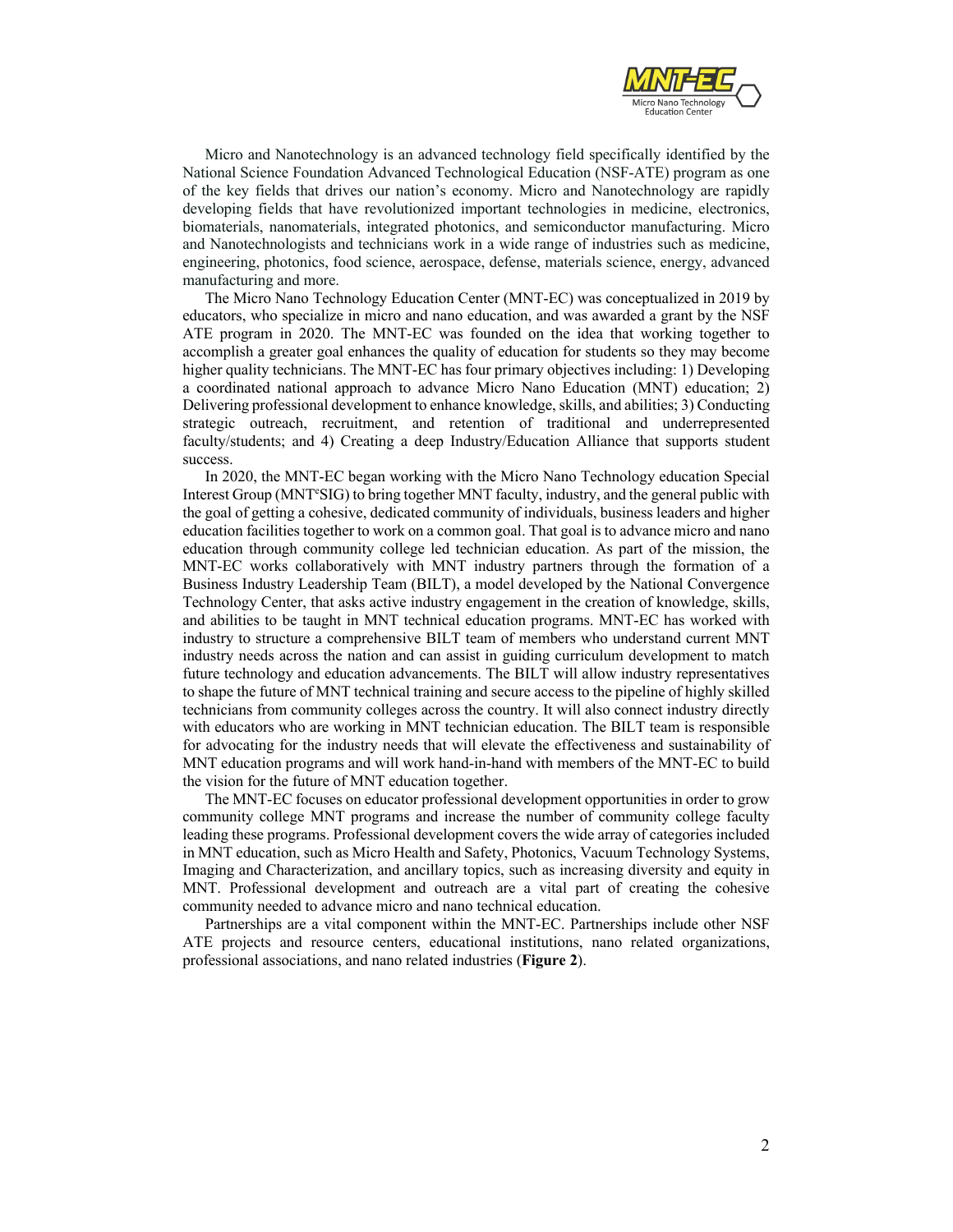Micro and Nanotechnology is an advanced technology field specifically identified by the National Science Foundation Advanced Technological Education (NSF-ATE) program as one of the key fields that drives our nation's economy. Micro and Nanotechnology are rapidly developing fields that have revolutionized important technologies in medicine, electronics, biomaterials, nanomaterials, integrated photonics, and semiconductor manufacturing. Micro and Nanotechnologists and technicians work in a wide range of industries such as medicine, engineering, photonics, food science, aerospace, defense, materials science, energy, advanced manufacturing and more.

The Micro Nano Technology Education Center (MNT-EC) was conceptualized in 2019 by educators, who specialize in micro and nano education, and was awarded a grant by the NSF ATE program in 2020. The MNT-EC was founded on the idea that working together to accomplish a greater goal enhances the quality of education for students so they may become higher quality technicians. The MNT-EC has four primary objectives including: 1) Developing a coordinated national approach to advance Micro Nano Education (MNT) education; 2) Delivering professional development to enhance knowledge, skills, and abilities; 3) Conducting strategic outreach, recruitment, and retention of traditional and underrepresented faculty/students; and 4) Creating a deep Industry/Education Alliance that supports student success.

In 2020, the MNT-EC began working with the Micro Nano Technology education Special Interest Group (MNT[e]SIG) to bring together MNT faculty, industry, and the general public with the goal of getting a cohesive, dedicated community of individuals, business leaders and higher education facilities together to work on a common goal. That goal is to advance micro and nano education through community college led technician education. As part of the mission, the MNT-EC works collaboratively with MNT industry partners through the formation of a Business Industry Leadership Team (BILT), a model developed by the National Convergence Technology Center, that asks active industry engagement in the creation of knowledge, skills, and abilities to be taught in MNT technical education programs. MNT-EC has worked with industry to structure a comprehensive BILT team of members who understand current MNT industry needs across the nation and can assist in guiding curriculum development to match future technology and education advancements. The BILT will allow industry representatives to shape the future of MNT technical training and secure access to the pipeline of highly skilled technicians from community colleges across the country. It will also connect industry directly with educators who are working in MNT technician education. The BILT team is responsible for advocating for the industry needs that will elevate the effectiveness and sustainability of MNT education programs and will work hand-in-hand with members of the MNT-EC to build the vision for the future of MNT education together.

The MNT-EC focuses on educator professional development opportunities in order to grow community college MNT programs and increase the number of community college faculty leading these programs. Professional development covers the wide array of categories included in MNT education, such as Micro Health and Safety, Photonics, Vacuum Technology Systems, Imaging and Characterization, and ancillary topics, such as increasing diversity and equity in MNT. Professional development and outreach are a vital part of creating the cohesive community needed to advance micro and nano technical education.

Partnerships are a vital component within the MNT-EC. Partnerships include other NSF ATE projects and resource centers, educational institutions, nano related organizations, professional associations, and nano related industries (**Figure 2**).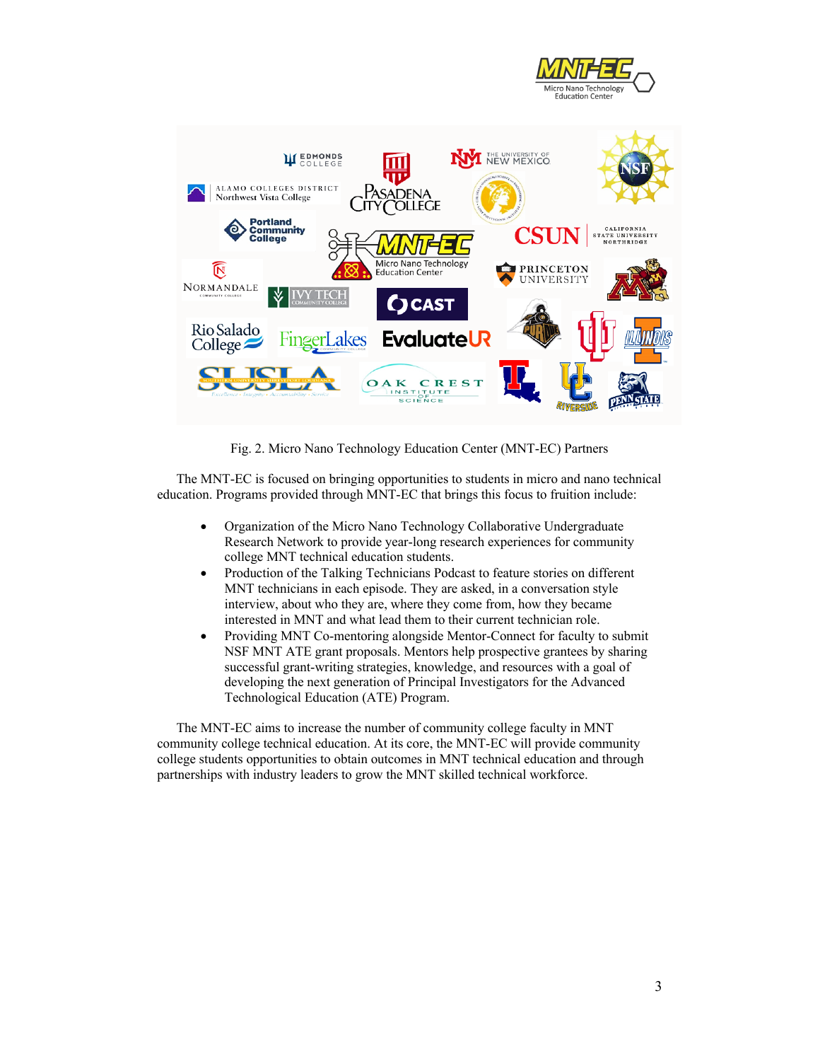Fig. 2. Micro Nano Technology Education Center (MNT-EC) Partners

The MNT-EC is focused on bringing opportunities to students in micro and nano technical education. Programs provided through MNT-EC that brings this focus to fruition include:

- Organization of the Micro Nano Technology Collaborative Undergraduate Research Network to provide year-long research experiences for community college MNT technical education students.
- Production of the Talking Technicians Podcast to feature stories on different MNT technicians in each episode. They are asked, in a conversation style interview, about who they are, where they come from, how they became interested in MNT and what lead them to their current technician role.
- Providing MNT Co-mentoring alongside Mentor-Connect for faculty to submit NSF MNT ATE grant proposals. Mentors help prospective grantees by sharing successful grant-writing strategies, knowledge, and resources with a goal of developing the next generation of Principal Investigators for the Advanced Technological Education (ATE) Program.

The MNT-EC aims to increase the number of community college faculty in MNT community college technical education. At its core, the MNT-EC will provide community college students opportunities to obtain outcomes in MNT technical education and through partnerships with industry leaders to grow the MNT skilled technical workforce.